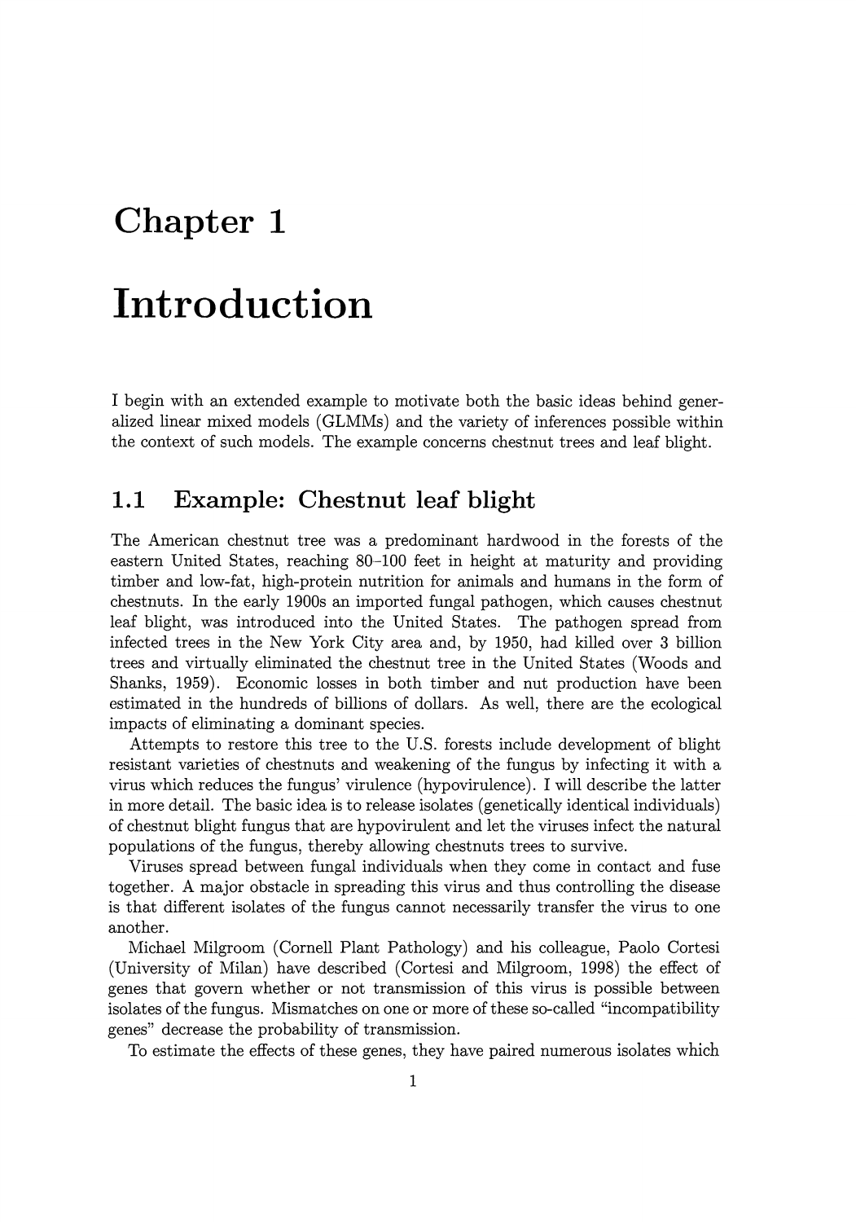# Chapter 1

# Introduction

I begin with an extended example to motivate both the basic ideas behind generalized linear mixed models (GLMMs) and the variety of inferences possible within the context of such models. The example concerns chestnut trees and leaf blight.

## 1.1 Example: Chestnut leaf blight

The American chestnut tree was a predominant hardwood in the forests of the eastern United States, reaching 80–100 feet in height at maturity and providing timber and low-fat, high-protein nutrition for animals and humans in the form of chestnuts. In the early 1900s an imported fungal pathogen, which causes chestnut leaf blight, was introduced into the United States. The pathogen spread from infected trees in the New York City area and, by 1950, had killed over 3 billion trees and virtually eliminated the chestnut tree in the United States (Woods and Shanks, 1959). Economic losses in both timber and nut production have been estimated in the hundreds of billions of dollars. As well, there are the ecological impacts of eliminating a dominant species.

Attempts to restore this tree to the U.S. forests include development of blight resistant varieties of chestnuts and weakening of the fungus by infecting it with a virus which reduces the fungus' virulence (hypovirulence). I will describe the latter in more detail. The basic idea is to release isolates (genetically identical individuals) of chestnut blight fungus that are hypovirulent and let the viruses infect the natural populations of the fungus, thereby allowing chestnuts trees to survive.

Viruses spread between fungal individuals when they come in contact and fuse together. A major obstacle in spreading this virus and thus controlling the disease is that different isolates of the fungus cannot necessarily transfer the virus to one another.

Michael Milgroom (Cornell Plant Pathology) and his colleague, Paolo Cortesi (University of Milan) have described (Cortesi and Milgroom, 1998) the effect of genes that govern whether or not transmission of this virus is possible between isolates of the fungus. Mismatches on one or more of these so-called "incompatibility genes" decrease the probability of transmission.

To estimate the effects of these genes, they have paired numerous isolates which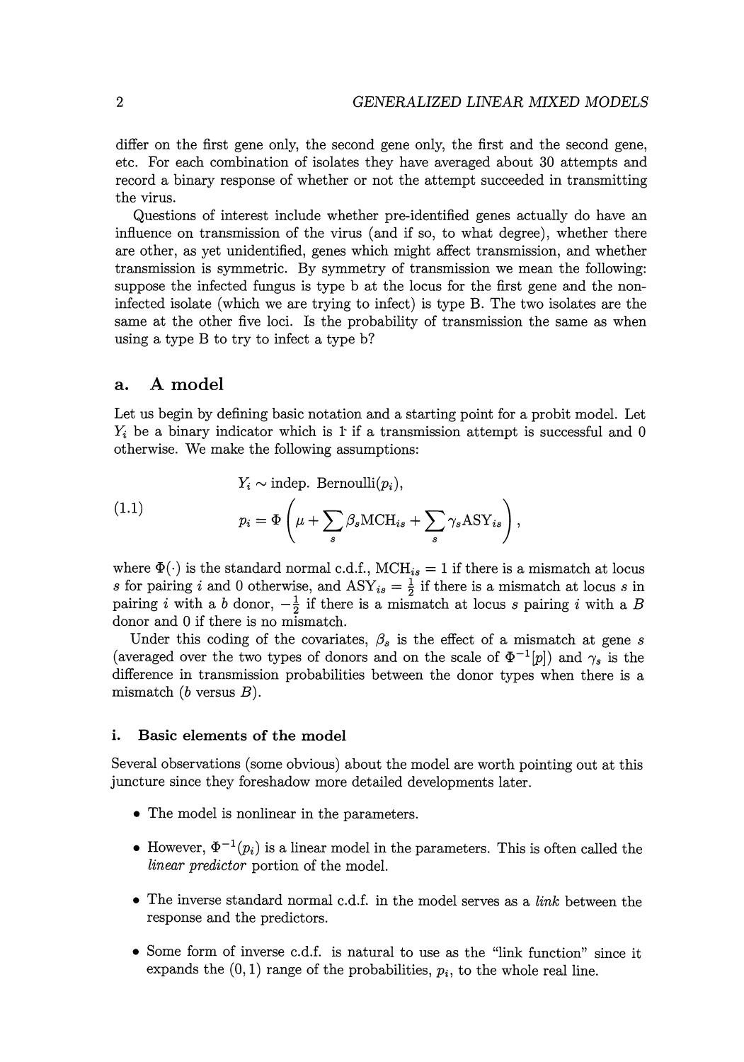differ on the first gene only, the second gene only, the first and the second gene, etc. For each combination of isolates they have averaged about 30 attempts and record a binary response of whether or not the attempt succeeded in transmitting the virus.

Questions of interest include whether pre-identified genes actually do have an influence on transmission of the virus (and if so, to what degree), whether there are other, as yet unidentified, genes which might affect transmission, and whether transmission is symmetric. By symmetry of transmission we mean the following: suppose the infected fungus is type b at the locus for the first gene and the non-infected isolate (which we are trying to infect) is type B. The two isolates are the same at the other five loci. Is the probability of transmission the same as when using a type B to try to infect a type b?

## a. A model

Let us begin by defining basic notation and a starting point for a probit model. Let $Y_i$ be a binary indicator which is 1 if a transmission attempt is successful and 0 otherwise. We make the following assumptions:

$$
\begin{aligned}
& Y_i \sim \text{indep. Bernoulli}(p_i), \\
& p_i = \Phi\left(\mu + \sum_s \beta_s \text{MCH}_{is} + \sum_s \gamma_s \text{ASY}_{is}\right),
\end{aligned} \tag{1.1}
$$

where $\Phi(\cdot)$ is the standard normal c.d.f., $\text{MCH}_{is} = 1$ if there is a mismatch at locus $s$ for pairing $i$ and 0 otherwise, and $\text{ASY}_{is} = \frac{1}{2}$ if there is a mismatch at locus $s$ in pairing $i$ with a $b$ donor, $-\frac{1}{2}$ if there is a mismatch at locus $s$ pairing $i$ with a $B$ donor and 0 if there is no mismatch.

Under this coding of the covariates, $\beta_s$ is the effect of a mismatch at gene $s$ (averaged over the two types of donors and on the scale of $\Phi^{-1}[p]$) and $\gamma_s$ is the difference in transmission probabilities between the donor types when there is a mismatch ($b$ versus $B$).

### i. Basic elements of the model

Several observations (some obvious) about the model are worth pointing out at this juncture since they foreshadow more detailed developments later.

- The model is nonlinear in the parameters.
- However, $\Phi^{-1}(p_i)$ is a linear model in the parameters. This is often called the *linear predictor* portion of the model.
- The inverse standard normal c.d.f. in the model serves as a *link* between the response and the predictors.
- Some form of inverse c.d.f. is natural to use as the "link function" since it expands the $(0, 1)$ range of the probabilities, $p_i$, to the whole real line.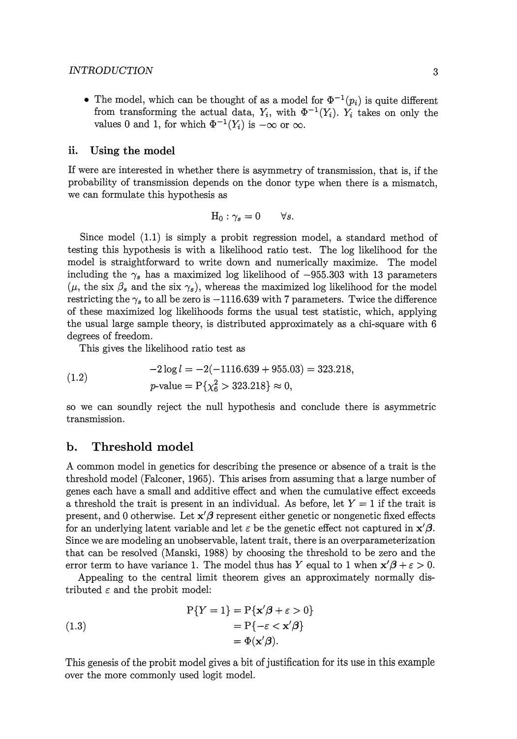- The model, which can be thought of as a model for $\Phi^{-1}(p_i)$ is quite different from transforming the actual data, $Y_i$, with $\Phi^{-1}(Y_i)$. $Y_i$ takes on only the values 0 and 1, for which $\Phi^{-1}(Y_i)$ is $-\infty$ or $\infty$.

### ii. Using the model

If were are interested in whether there is asymmetry of transmission, that is, if the probability of transmission depends on the donor type when there is a mismatch, we can formulate this hypothesis as

$$\mathrm{H}_0 : \gamma_s = 0 \qquad \forall s.$$

Since model (1.1) is simply a probit regression model, a standard method of testing this hypothesis is with a likelihood ratio test. The log likelihood for the model is straightforward to write down and numerically maximize. The model including the $\gamma_s$ has a maximized log likelihood of $-955.303$ with 13 parameters ($\mu$, the six $\beta_s$ and the six $\gamma_s$), whereas the maximized log likelihood for the model restricting the $\gamma_s$ to all be zero is $-1116.639$ with 7 parameters. Twice the difference of these maximized log likelihoods forms the usual test statistic, which, applying the usual large sample theory, is distributed approximately as a chi-square with 6 degrees of freedom.

This gives the likelihood ratio test as

$$
\begin{aligned}
-2\log l &= -2(-1116.639 + 955.03) = 323.218, \\
p\text{-value} &= \mathrm{P}\{\chi^2_6 > 323.218\} \approx 0,
\end{aligned}
\tag{1.2}
$$

so we can soundly reject the null hypothesis and conclude there is asymmetric transmission.

## b. Threshold model

A common model in genetics for describing the presence or absence of a trait is the threshold model (Falconer, 1965). This arises from assuming that a large number of genes each have a small and additive effect and when the cumulative effect exceeds a threshold the trait is present in an individual. As before, let $Y = 1$ if the trait is present, and 0 otherwise. Let $\mathbf{x}'\boldsymbol{\beta}$ represent either genetic or nongenetic fixed effects for an underlying latent variable and let $\varepsilon$ be the genetic effect not captured in $\mathbf{x}'\boldsymbol{\beta}$. Since we are modeling an unobservable, latent trait, there is an overparameterization that can be resolved (Manski, 1988) by choosing the threshold to be zero and the error term to have variance 1. The model thus has $Y$ equal to 1 when $\mathbf{x}'\boldsymbol{\beta} + \varepsilon > 0$.

Appealing to the central limit theorem gives an approximately normally distributed $\varepsilon$ and the probit model:

$$
\begin{aligned}
\mathrm{P}\{Y = 1\} &= \mathrm{P}\{\mathbf{x}'\boldsymbol{\beta} + \varepsilon > 0\} \\
&= \mathrm{P}\{-\varepsilon < \mathbf{x}'\boldsymbol{\beta}\} \\
&= \Phi(\mathbf{x}'\boldsymbol{\beta}).
\end{aligned}
\tag{1.3}
$$

This genesis of the probit model gives a bit of justification for its use in this example over the more commonly used logit model.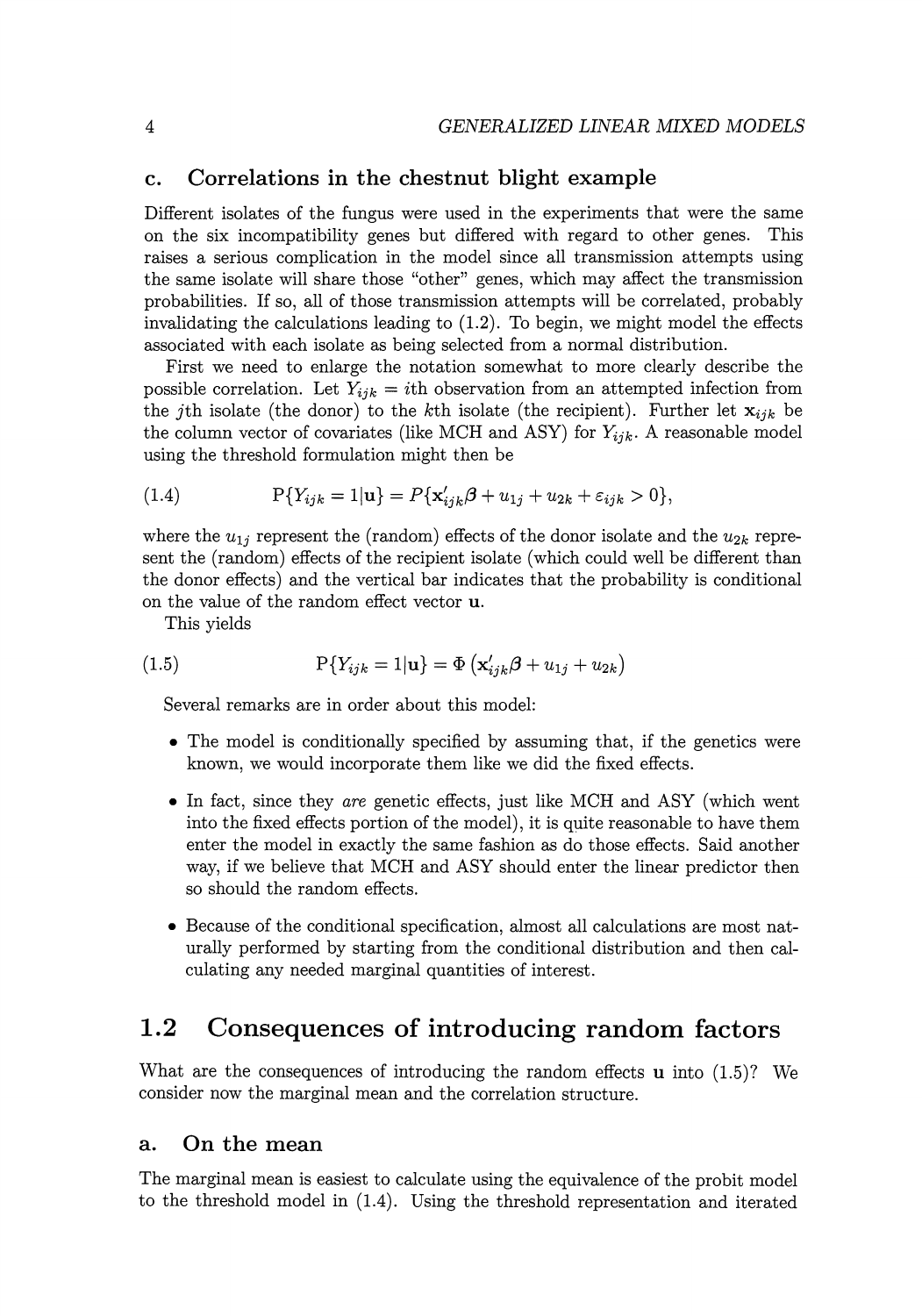### c. Correlations in the chestnut blight example

Different isolates of the fungus were used in the experiments that were the same on the six incompatibility genes but differed with regard to other genes. This raises a serious complication in the model since all transmission attempts using the same isolate will share those "other" genes, which may affect the transmission probabilities. If so, all of those transmission attempts will be correlated, probably invalidating the calculations leading to (1.2). To begin, we might model the effects associated with each isolate as being selected from a normal distribution.

First we need to enlarge the notation somewhat to more clearly describe the possible correlation. Let $Y_{ijk} =$ $i$th observation from an attempted infection from the $j$th isolate (the donor) to the $k$th isolate (the recipient). Further let $\mathbf{x}_{ijk}$ be the column vector of covariates (like MCH and ASY) for $Y_{ijk}$. A reasonable model using the threshold formulation might then be

$$\text{(1.4)} \qquad \mathrm{P}\{Y_{ijk} = 1|\mathbf{u}\} = P\{\mathbf{x}'_{ijk}\boldsymbol{\beta} + u_{1j} + u_{2k} + \varepsilon_{ijk} > 0\},$$

where the $u_{1j}$ represent the (random) effects of the donor isolate and the $u_{2k}$ represent the (random) effects of the recipient isolate (which could well be different than the donor effects) and the vertical bar indicates that the probability is conditional on the value of the random effect vector $\mathbf{u}$.

This yields

$$\text{(1.5)} \qquad \mathrm{P}\{Y_{ijk} = 1|\mathbf{u}\} = \Phi\left(\mathbf{x}'_{ijk}\boldsymbol{\beta} + u_{1j} + u_{2k}\right)$$

Several remarks are in order about this model:

- The model is conditionally specified by assuming that, if the genetics were known, we would incorporate them like we did the fixed effects.
- In fact, since they *are* genetic effects, just like MCH and ASY (which went into the fixed effects portion of the model), it is quite reasonable to have them enter the model in exactly the same fashion as do those effects. Said another way, if we believe that MCH and ASY should enter the linear predictor then so should the random effects.
- Because of the conditional specification, almost all calculations are most naturally performed by starting from the conditional distribution and then calculating any needed marginal quantities of interest.

## 1.2 Consequences of introducing random factors

What are the consequences of introducing the random effects $\mathbf{u}$ into (1.5)? We consider now the marginal mean and the correlation structure.

### a. On the mean

The marginal mean is easiest to calculate using the equivalence of the probit model to the threshold model in (1.4). Using the threshold representation and iterated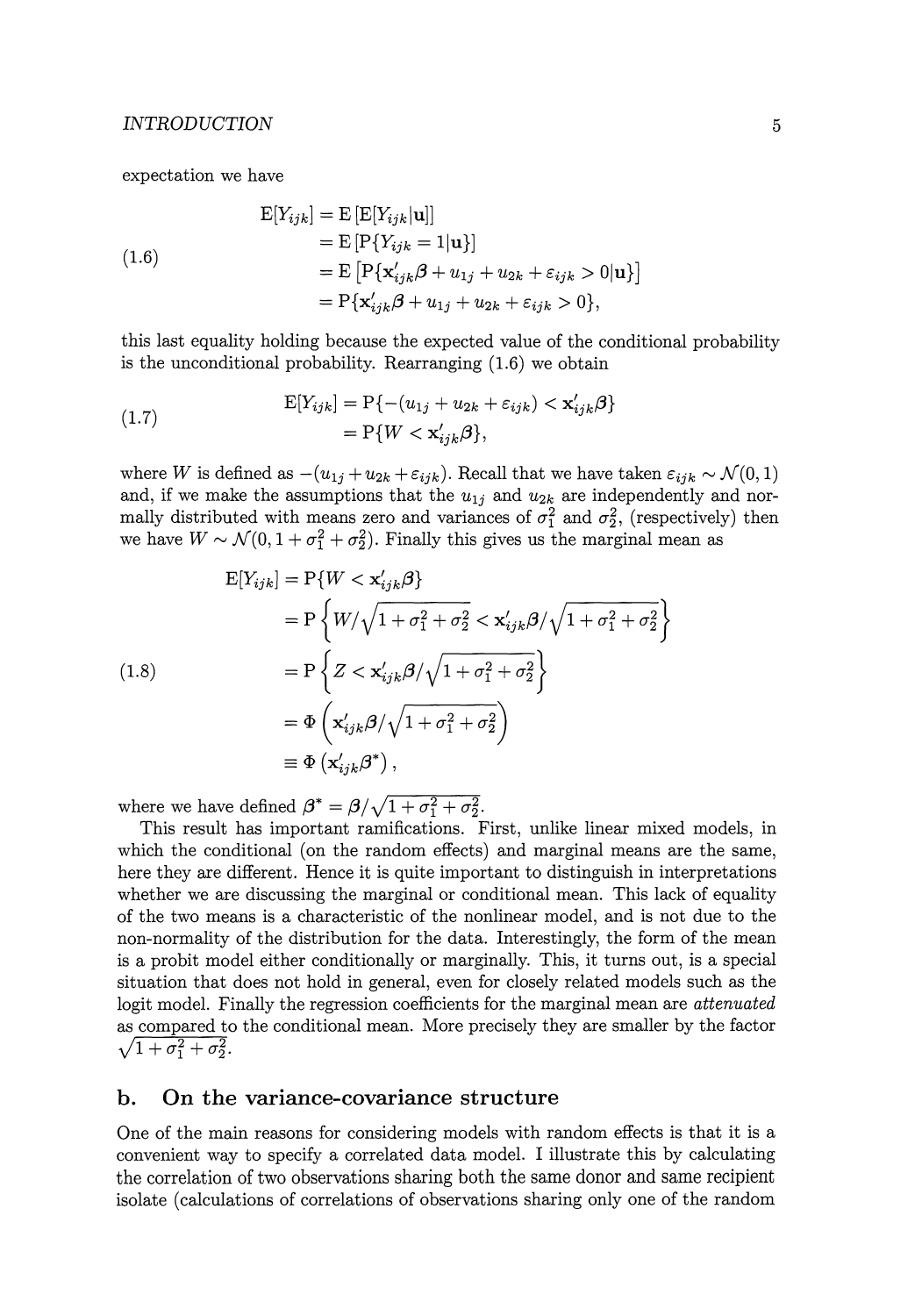expectation we have

$$
\begin{aligned}
\mathrm{E}[Y_{ijk}] &= \mathrm{E}\left[\mathrm{E}[Y_{ijk}|\mathbf{u}]\right] \\
&= \mathrm{E}\left[\mathrm{P}\{Y_{ijk} = 1|\mathbf{u}\}\right] \\
&= \mathrm{E}\left[\mathrm{P}\{\mathbf{x}_{ijk}'\boldsymbol{\beta} + u_{1j} + u_{2k} + \varepsilon_{ijk} > 0|\mathbf{u}\}\right] \\
&= \mathrm{P}\{\mathbf{x}_{ijk}'\boldsymbol{\beta} + u_{1j} + u_{2k} + \varepsilon_{ijk} > 0\},
\end{aligned}
\tag{1.6}
$$

this last equality holding because the expected value of the conditional probability is the unconditional probability. Rearranging (1.6) we obtain

$$
\begin{aligned}
\mathrm{E}[Y_{ijk}] &= \mathrm{P}\{-(u_{1j} + u_{2k} + \varepsilon_{ijk}) < \mathbf{x}_{ijk}'\boldsymbol{\beta}\} \\
&= \mathrm{P}\{W < \mathbf{x}_{ijk}'\boldsymbol{\beta}\},
\end{aligned}
\tag{1.7}
$$

where $W$ is defined as $-(u_{1j} + u_{2k} + \varepsilon_{ijk})$. Recall that we have taken $\varepsilon_{ijk} \sim \mathcal{N}(0,1)$ and, if we make the assumptions that the $u_{1j}$ and $u_{2k}$ are independently and normally distributed with means zero and variances of $\sigma_1^2$ and $\sigma_2^2$, (respectively) then we have $W \sim \mathcal{N}(0, 1 + \sigma_1^2 + \sigma_2^2)$. Finally this gives us the marginal mean as

$$
\begin{aligned}
\mathrm{E}[Y_{ijk}] &= \mathrm{P}\{W < \mathbf{x}_{ijk}'\boldsymbol{\beta}\} \\
&= \mathrm{P}\left\{W/\sqrt{1 + \sigma_1^2 + \sigma_2^2} < \mathbf{x}_{ijk}'\boldsymbol{\beta}/\sqrt{1 + \sigma_1^2 + \sigma_2^2}\right\} \\
&= \mathrm{P}\left\{Z < \mathbf{x}_{ijk}'\boldsymbol{\beta}/\sqrt{1 + \sigma_1^2 + \sigma_2^2}\right\} \\
&= \Phi\left(\mathbf{x}_{ijk}'\boldsymbol{\beta}/\sqrt{1 + \sigma_1^2 + \sigma_2^2}\right) \\
&\equiv \Phi\left(\mathbf{x}_{ijk}'\boldsymbol{\beta}^*\right),
\end{aligned}
\tag{1.8}
$$

where we have defined $\boldsymbol{\beta}^* = \boldsymbol{\beta}/\sqrt{1 + \sigma_1^2 + \sigma_2^2}$.

This result has important ramifications. First, unlike linear mixed models, in which the conditional (on the random effects) and marginal means are the same, here they are different. Hence it is quite important to distinguish in interpretations whether we are discussing the marginal or conditional mean. This lack of equality of the two means is a characteristic of the nonlinear model, and is not due to the non-normality of the distribution for the data. Interestingly, the form of the mean is a probit model either conditionally or marginally. This, it turns out, is a special situation that does not hold in general, even for closely related models such as the logit model. Finally the regression coefficients for the marginal mean are *attenuated* as compared to the conditional mean. More precisely they are smaller by the factor $\sqrt{1 + \sigma_1^2 + \sigma_2^2}$.

## b. On the variance-covariance structure

One of the main reasons for considering models with random effects is that it is a convenient way to specify a correlated data model. I illustrate this by calculating the correlation of two observations sharing both the same donor and same recipient isolate (calculations of correlations of observations sharing only one of the random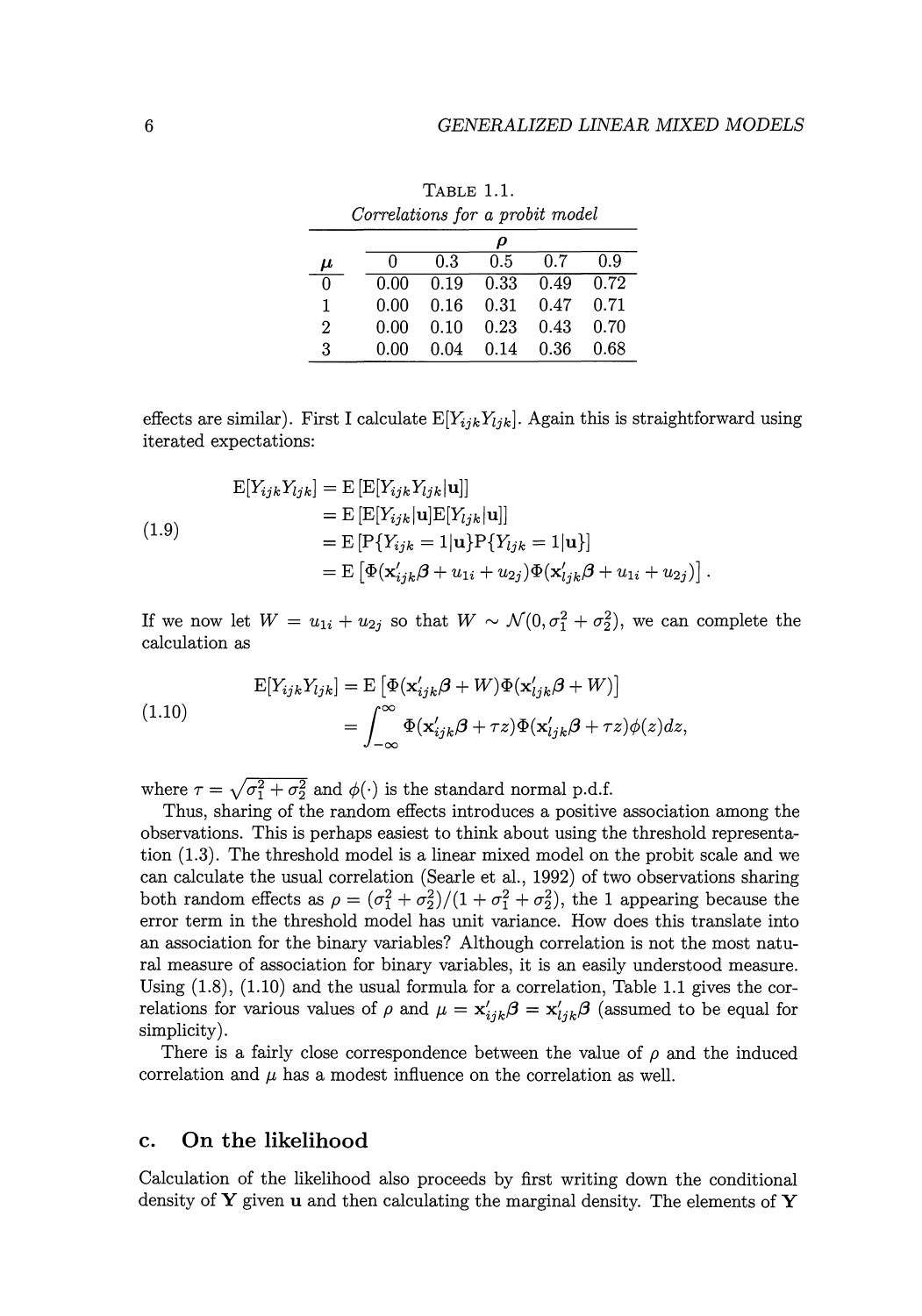TABLE 1.1.
*Correlations for a probit model*

| $\mu$ | $\rho$ | | | | |
|---|---|---|---|---|---|
| | 0 | 0.3 | 0.5 | 0.7 | 0.9 |
| 0 | 0.00 | 0.19 | 0.33 | 0.49 | 0.72 |
| 1 | 0.00 | 0.16 | 0.31 | 0.47 | 0.71 |
| 2 | 0.00 | 0.10 | 0.23 | 0.43 | 0.70 |
| 3 | 0.00 | 0.04 | 0.14 | 0.36 | 0.68 |

effects are similar). First I calculate $\mathrm{E}[Y_{ijk}Y_{ljk}]$. Again this is straightforward using iterated expectations:

$$
\begin{aligned}
\mathrm{E}[Y_{ijk}Y_{ljk}] &= \mathrm{E}\left[\mathrm{E}[Y_{ijk}Y_{ljk}|\mathbf{u}]\right] \\
&= \mathrm{E}\left[\mathrm{E}[Y_{ijk}|\mathbf{u}]\mathrm{E}[Y_{ljk}|\mathbf{u}]\right] \\
&= \mathrm{E}\left[\mathrm{P}\{Y_{ijk}=1|\mathbf{u}\}\mathrm{P}\{Y_{ljk}=1|\mathbf{u}\}\right] \\
&= \mathrm{E}\left[\Phi(\mathbf{x}_{ijk}'\boldsymbol{\beta}+u_{1i}+u_{2j})\Phi(\mathbf{x}_{ljk}'\boldsymbol{\beta}+u_{1i}+u_{2j})\right].
\end{aligned} \tag{1.9}
$$

If we now let $W = u_{1i} + u_{2j}$ so that $W \sim \mathcal{N}(0, \sigma_1^2 + \sigma_2^2)$, we can complete the calculation as

$$
\begin{aligned}
\mathrm{E}[Y_{ijk}Y_{ljk}] &= \mathrm{E}\left[\Phi(\mathbf{x}_{ijk}'\boldsymbol{\beta}+W)\Phi(\mathbf{x}_{ljk}'\boldsymbol{\beta}+W)\right] \\
&= \int_{-\infty}^{\infty} \Phi(\mathbf{x}_{ijk}'\boldsymbol{\beta}+\tau z)\Phi(\mathbf{x}_{ljk}'\boldsymbol{\beta}+\tau z)\phi(z)dz,
\end{aligned} \tag{1.10}
$$

where $\tau = \sqrt{\sigma_1^2 + \sigma_2^2}$ and $\phi(\cdot)$ is the standard normal p.d.f.

Thus, sharing of the random effects introduces a positive association among the observations. This is perhaps easiest to think about using the threshold representation (1.3). The threshold model is a linear mixed model on the probit scale and we can calculate the usual correlation (Searle et al., 1992) of two observations sharing both random effects as $\rho = (\sigma_1^2 + \sigma_2^2)/(1 + \sigma_1^2 + \sigma_2^2)$, the 1 appearing because the error term in the threshold model has unit variance. How does this translate into an association for the binary variables? Although correlation is not the most natural measure of association for binary variables, it is an easily understood measure. Using (1.8), (1.10) and the usual formula for a correlation, Table 1.1 gives the correlations for various values of $\rho$ and $\mu = \mathbf{x}_{ijk}'\boldsymbol{\beta} = \mathbf{x}_{ljk}'\boldsymbol{\beta}$ (assumed to be equal for simplicity).

There is a fairly close correspondence between the value of $\rho$ and the induced correlation and $\mu$ has a modest influence on the correlation as well.

## c. On the likelihood

Calculation of the likelihood also proceeds by first writing down the conditional density of $\mathbf{Y}$ given $\mathbf{u}$ and then calculating the marginal density. The elements of $\mathbf{Y}$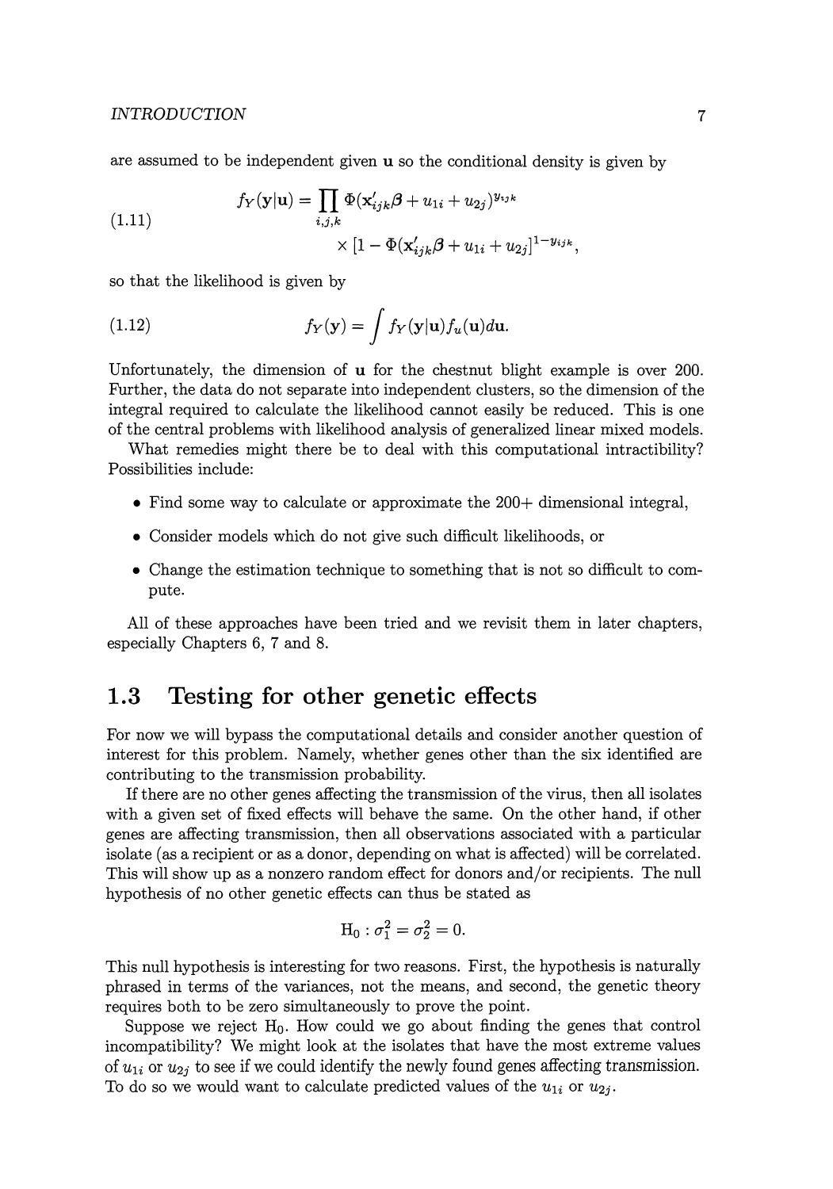are assumed to be independent given $\mathbf{u}$ so the conditional density is given by

$$f_Y(\mathbf{y}|\mathbf{u}) = \prod_{i,j,k} \Phi(\mathbf{x}'_{ijk}\boldsymbol{\beta} + u_{1i} + u_{2j})^{y_{ijk}} \times [1 - \Phi(\mathbf{x}'_{ijk}\boldsymbol{\beta} + u_{1i} + u_{2j}]^{1-y_{ijk}}, \tag{1.11}$$

so that the likelihood is given by

$$f_Y(\mathbf{y}) = \int f_Y(\mathbf{y}|\mathbf{u}) f_u(\mathbf{u}) d\mathbf{u}. \tag{1.12}$$

Unfortunately, the dimension of $\mathbf{u}$ for the chestnut blight example is over 200. Further, the data do not separate into independent clusters, so the dimension of the integral required to calculate the likelihood cannot easily be reduced. This is one of the central problems with likelihood analysis of generalized linear mixed models.

What remedies might there be to deal with this computational intractibility? Possibilities include:

- Find some way to calculate or approximate the 200+ dimensional integral,
- Consider models which do not give such difficult likelihoods, or
- Change the estimation technique to something that is not so difficult to compute.

All of these approaches have been tried and we revisit them in later chapters, especially Chapters 6, 7 and 8.

## 1.3 Testing for other genetic effects

For now we will bypass the computational details and consider another question of interest for this problem. Namely, whether genes other than the six identified are contributing to the transmission probability.

If there are no other genes affecting the transmission of the virus, then all isolates with a given set of fixed effects will behave the same. On the other hand, if other genes are affecting transmission, then all observations associated with a particular isolate (as a recipient or as a donor, depending on what is affected) will be correlated. This will show up as a nonzero random effect for donors and/or recipients. The null hypothesis of no other genetic effects can thus be stated as

$$\mathrm{H}_0 : \sigma_1^2 = \sigma_2^2 = 0.$$

This null hypothesis is interesting for two reasons. First, the hypothesis is naturally phrased in terms of the variances, not the means, and second, the genetic theory requires both to be zero simultaneously to prove the point.

Suppose we reject $\mathrm{H}_0$. How could we go about finding the genes that control incompatibility? We might look at the isolates that have the most extreme values of $u_{1i}$ or $u_{2j}$ to see if we could identify the newly found genes affecting transmission. To do so we would want to calculate predicted values of the $u_{1i}$ or $u_{2j}$.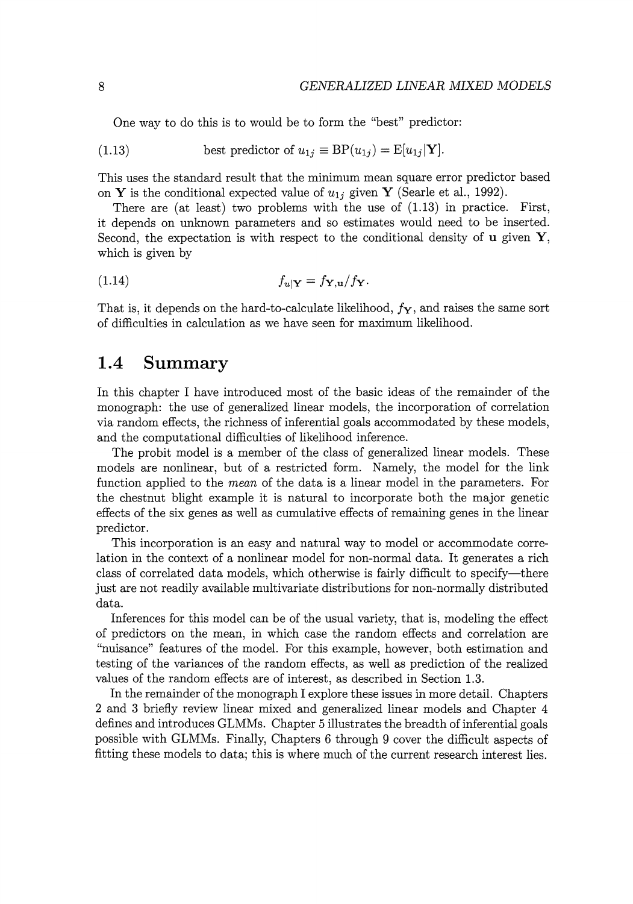One way to do this is to would be to form the "best" predictor:

$$\text{best predictor of } u_{1j} \equiv \text{BP}(u_{1j}) = \text{E}[u_{1j}|\mathbf{Y}]. \tag{1.13}$$

This uses the standard result that the minimum mean square error predictor based on $\mathbf{Y}$ is the conditional expected value of $u_{1j}$ given $\mathbf{Y}$ (Searle et al., 1992).

There are (at least) two problems with the use of (1.13) in practice. First, it depends on unknown parameters and so estimates would need to be inserted. Second, the expectation is with respect to the conditional density of $\mathbf{u}$ given $\mathbf{Y}$, which is given by

$$f_{u|\mathbf{Y}} = f_{\mathbf{Y},\mathbf{u}}/f_{\mathbf{Y}}. \tag{1.14}$$

That is, it depends on the hard-to-calculate likelihood, $f_{\mathbf{Y}}$, and raises the same sort of difficulties in calculation as we have seen for maximum likelihood.

## 1.4 Summary

In this chapter I have introduced most of the basic ideas of the remainder of the monograph: the use of generalized linear models, the incorporation of correlation via random effects, the richness of inferential goals accommodated by these models, and the computational difficulties of likelihood inference.

The probit model is a member of the class of generalized linear models. These models are nonlinear, but of a restricted form. Namely, the model for the link function applied to the *mean* of the data is a linear model in the parameters. For the chestnut blight example it is natural to incorporate both the major genetic effects of the six genes as well as cumulative effects of remaining genes in the linear predictor.

This incorporation is an easy and natural way to model or accommodate correlation in the context of a nonlinear model for non-normal data. It generates a rich class of correlated data models, which otherwise is fairly difficult to specify—there just are not readily available multivariate distributions for non-normally distributed data.

Inferences for this model can be of the usual variety, that is, modeling the effect of predictors on the mean, in which case the random effects and correlation are "nuisance" features of the model. For this example, however, both estimation and testing of the variances of the random effects, as well as prediction of the realized values of the random effects are of interest, as described in Section 1.3.

In the remainder of the monograph I explore these issues in more detail. Chapters 2 and 3 briefly review linear mixed and generalized linear models and Chapter 4 defines and introduces GLMMs. Chapter 5 illustrates the breadth of inferential goals possible with GLMMs. Finally, Chapters 6 through 9 cover the difficult aspects of fitting these models to data; this is where much of the current research interest lies.